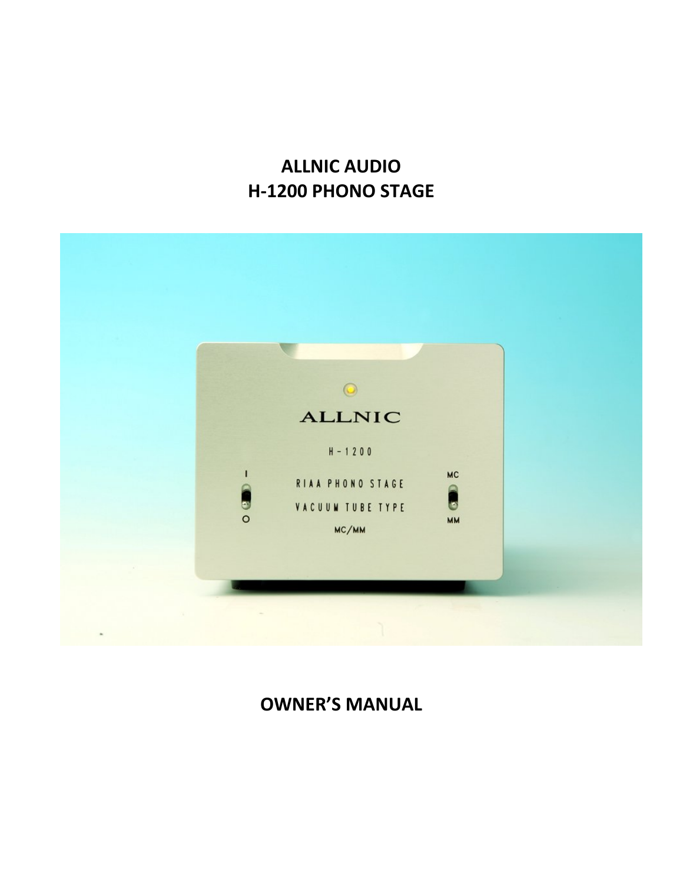# ALLNIC AUDIO
# H-1200 PHONO STAGE

## OWNER'S MANUAL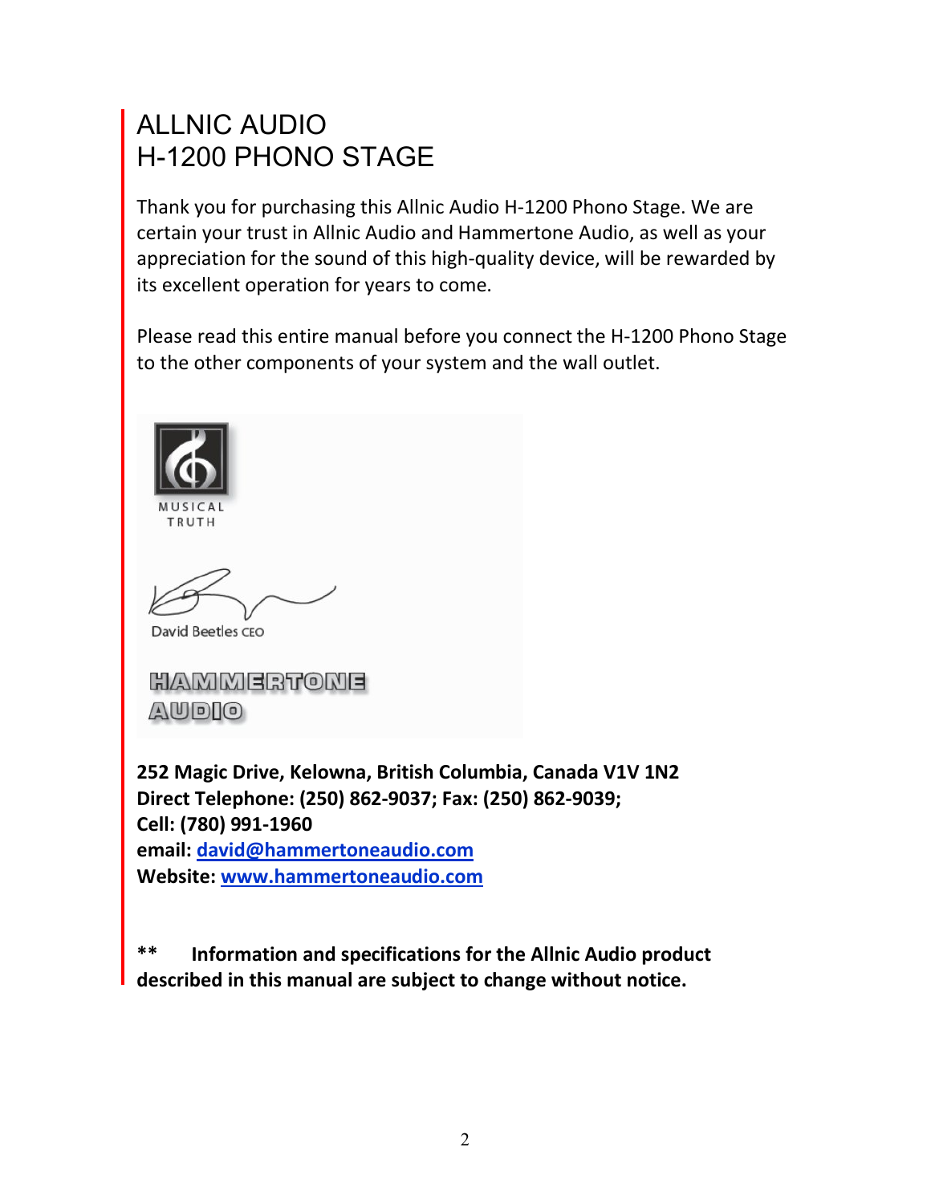# ALLNIC AUDIO
# H-1200 PHONO STAGE

Thank you for purchasing this Allnic Audio H-1200 Phono Stage. We are certain your trust in Allnic Audio and Hammertone Audio, as well as your appreciation for the sound of this high-quality device, will be rewarded by its excellent operation for years to come.

Please read this entire manual before you connect the H-1200 Phono Stage to the other components of your system and the wall outlet.

MUSICAL TRUTH

David Beetles CEO

HAMMERTONE AUDIO

**252 Magic Drive, Kelowna, British Columbia, Canada V1V 1N2**
**Direct Telephone: (250) 862-9037; Fax: (250) 862-9039;**
**Cell: (780) 991-1960**
**email: david@hammertoneaudio.com**
**Website: www.hammertoneaudio.com**

**** Information and specifications for the Allnic Audio product described in this manual are subject to change without notice.**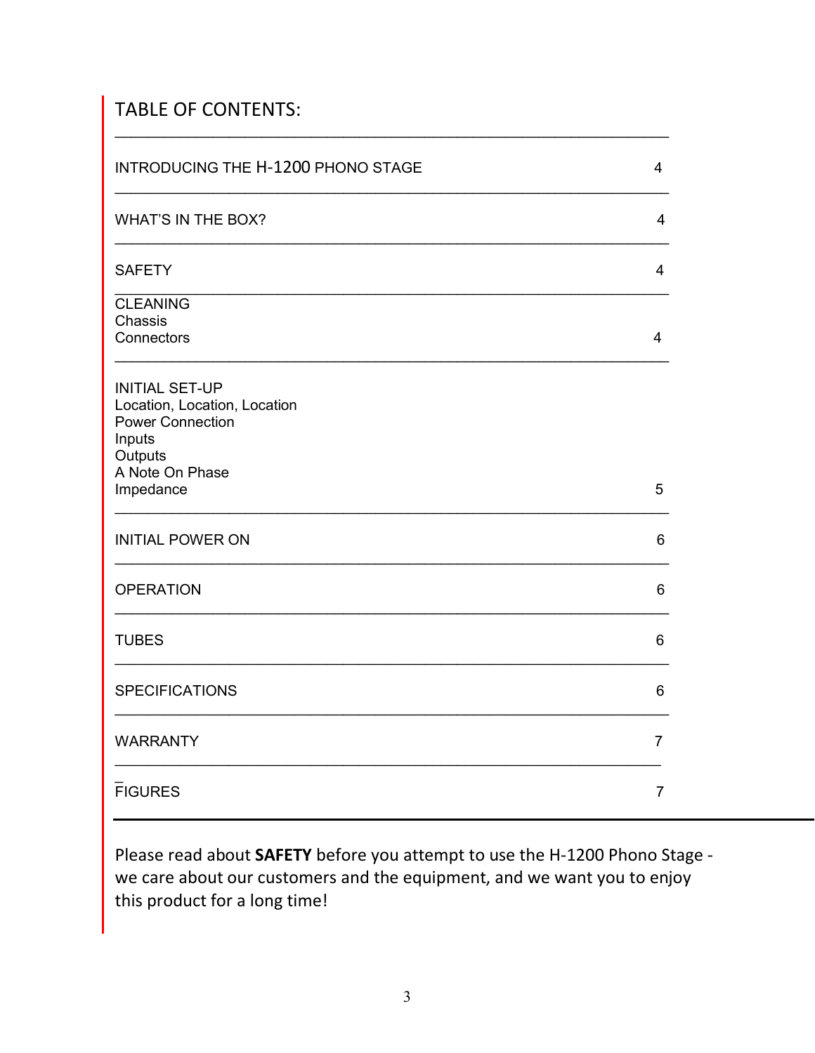# TABLE OF CONTENTS:

| Section | Page |
| --- | --- |
| INTRODUCING THE H-1200 PHONO STAGE | 4 |
| WHAT'S IN THE BOX? | 4 |
| SAFETY | 4 |
| CLEANING<br>Chassis<br>Connectors | 4 |
| INITIAL SET-UP<br>Location, Location, Location<br>Power Connection<br>Inputs<br>Outputs<br>A Note On Phase<br>Impedance | 5 |
| INITIAL POWER ON | 6 |
| OPERATION | 6 |
| TUBES | 6 |
| SPECIFICATIONS | 6 |
| WARRANTY | 7 |
| FIGURES | 7 |

Please read about **SAFETY** before you attempt to use the H-1200 Phono Stage - we care about our customers and the equipment, and we want you to enjoy this product for a long time!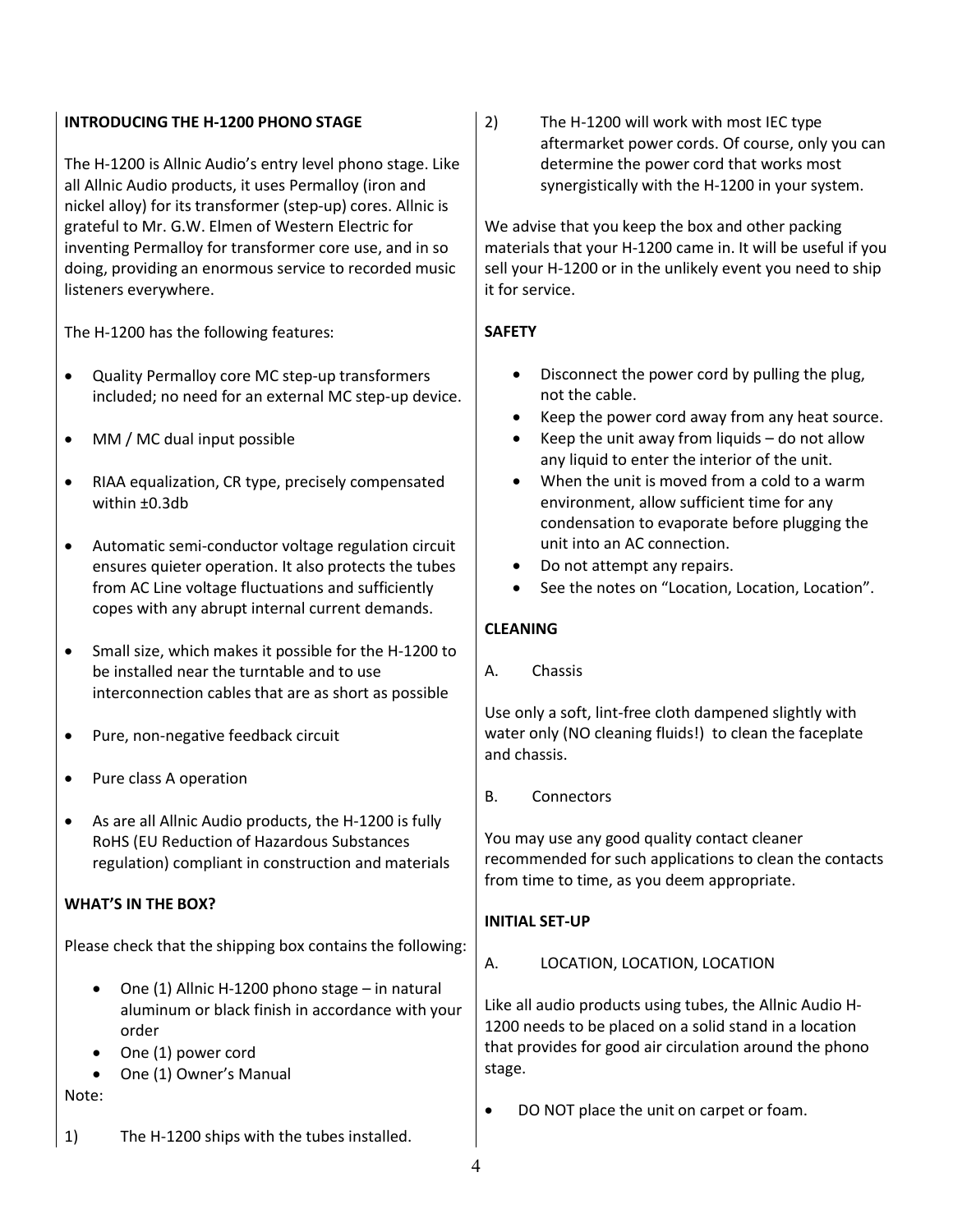## INTRODUCING THE H-1200 PHONO STAGE

The H-1200 is Allnic Audio's entry level phono stage. Like all Allnic Audio products, it uses Permalloy (iron and nickel alloy) for its transformer (step-up) cores. Allnic is grateful to Mr. G.W. Elmen of Western Electric for inventing Permalloy for transformer core use, and in so doing, providing an enormous service to recorded music listeners everywhere.

The H-1200 has the following features:

- Quality Permalloy core MC step-up transformers included; no need for an external MC step-up device.
- MM / MC dual input possible
- RIAA equalization, CR type, precisely compensated within ±0.3db
- Automatic semi-conductor voltage regulation circuit ensures quieter operation. It also protects the tubes from AC Line voltage fluctuations and sufficiently copes with any abrupt internal current demands.
- Small size, which makes it possible for the H-1200 to be installed near the turntable and to use interconnection cables that are as short as possible
- Pure, non-negative feedback circuit
- Pure class A operation
- As are all Allnic Audio products, the H-1200 is fully RoHS (EU Reduction of Hazardous Substances regulation) compliant in construction and materials

## WHAT'S IN THE BOX?

Please check that the shipping box contains the following:

- One (1) Allnic H-1200 phono stage – in natural aluminum or black finish in accordance with your order
- One (1) power cord
- One (1) Owner's Manual

Note:

1) The H-1200 ships with the tubes installed.

2) The H-1200 will work with most IEC type aftermarket power cords. Of course, only you can determine the power cord that works most synergistically with the H-1200 in your system.

We advise that you keep the box and other packing materials that your H-1200 came in. It will be useful if you sell your H-1200 or in the unlikely event you need to ship it for service.

## SAFETY

- Disconnect the power cord by pulling the plug, not the cable.
- Keep the power cord away from any heat source.
- Keep the unit away from liquids – do not allow any liquid to enter the interior of the unit.
- When the unit is moved from a cold to a warm environment, allow sufficient time for any condensation to evaporate before plugging the unit into an AC connection.
- Do not attempt any repairs.
- See the notes on "Location, Location, Location".

## CLEANING

A. Chassis

Use only a soft, lint-free cloth dampened slightly with water only (NO cleaning fluids!) to clean the faceplate and chassis.

B. Connectors

You may use any good quality contact cleaner recommended for such applications to clean the contacts from time to time, as you deem appropriate.

## INITIAL SET-UP

A. LOCATION, LOCATION, LOCATION

Like all audio products using tubes, the Allnic Audio H-1200 needs to be placed on a solid stand in a location that provides for good air circulation around the phono stage.

- DO NOT place the unit on carpet or foam.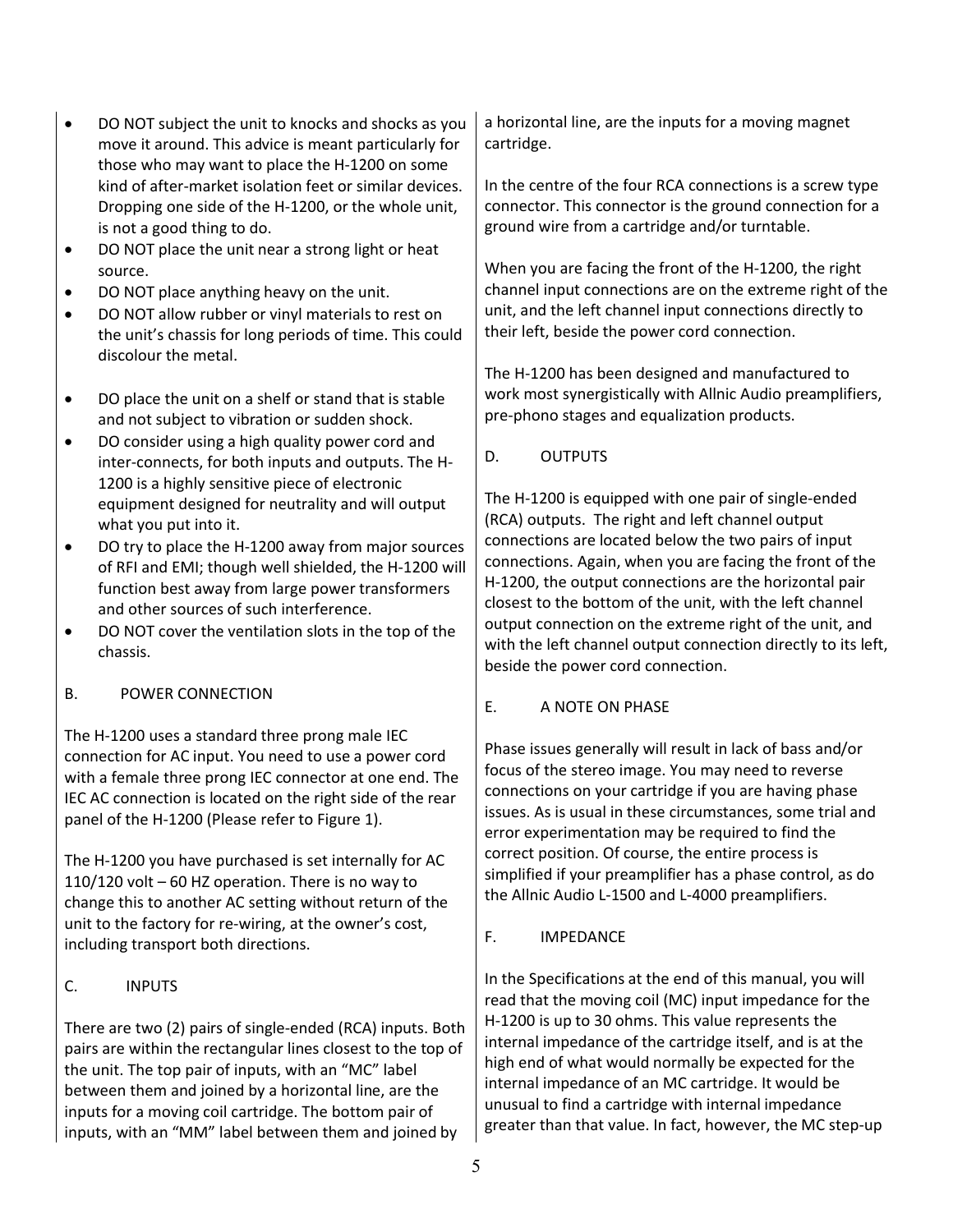- DO NOT subject the unit to knocks and shocks as you move it around. This advice is meant particularly for those who may want to place the H-1200 on some kind of after-market isolation feet or similar devices. Dropping one side of the H-1200, or the whole unit, is not a good thing to do.
- DO NOT place the unit near a strong light or heat source.
- DO NOT place anything heavy on the unit.
- DO NOT allow rubber or vinyl materials to rest on the unit's chassis for long periods of time. This could discolour the metal.

- DO place the unit on a shelf or stand that is stable and not subject to vibration or sudden shock.
- DO consider using a high quality power cord and inter-connects, for both inputs and outputs. The H-1200 is a highly sensitive piece of electronic equipment designed for neutrality and will output what you put into it.
- DO try to place the H-1200 away from major sources of RFI and EMI; though well shielded, the H-1200 will function best away from large power transformers and other sources of such interference.
- DO NOT cover the ventilation slots in the top of the chassis.

## B. POWER CONNECTION

The H-1200 uses a standard three prong male IEC connection for AC input. You need to use a power cord with a female three prong IEC connector at one end. The IEC AC connection is located on the right side of the rear panel of the H-1200 (Please refer to Figure 1).

The H-1200 you have purchased is set internally for AC 110/120 volt – 60 HZ operation. There is no way to change this to another AC setting without return of the unit to the factory for re-wiring, at the owner's cost, including transport both directions.

## C. INPUTS

There are two (2) pairs of single-ended (RCA) inputs. Both pairs are within the rectangular lines closest to the top of the unit. The top pair of inputs, with an "MC" label between them and joined by a horizontal line, are the inputs for a moving coil cartridge. The bottom pair of inputs, with an "MM" label between them and joined by a horizontal line, are the inputs for a moving magnet cartridge.

In the centre of the four RCA connections is a screw type connector. This connector is the ground connection for a ground wire from a cartridge and/or turntable.

When you are facing the front of the H-1200, the right channel input connections are on the extreme right of the unit, and the left channel input connections directly to their left, beside the power cord connection.

The H-1200 has been designed and manufactured to work most synergistically with Allnic Audio preamplifiers, pre-phono stages and equalization products.

## D. OUTPUTS

The H-1200 is equipped with one pair of single-ended (RCA) outputs. The right and left channel output connections are located below the two pairs of input connections. Again, when you are facing the front of the H-1200, the output connections are the horizontal pair closest to the bottom of the unit, with the left channel output connection on the extreme right of the unit, and with the left channel output connection directly to its left, beside the power cord connection.

## E. A NOTE ON PHASE

Phase issues generally will result in lack of bass and/or focus of the stereo image. You may need to reverse connections on your cartridge if you are having phase issues. As is usual in these circumstances, some trial and error experimentation may be required to find the correct position. Of course, the entire process is simplified if your preamplifier has a phase control, as do the Allnic Audio L-1500 and L-4000 preamplifiers.

## F. IMPEDANCE

In the Specifications at the end of this manual, you will read that the moving coil (MC) input impedance for the H-1200 is up to 30 ohms. This value represents the internal impedance of the cartridge itself, and is at the high end of what would normally be expected for the internal impedance of an MC cartridge. It would be unusual to find a cartridge with internal impedance greater than that value. In fact, however, the MC step-up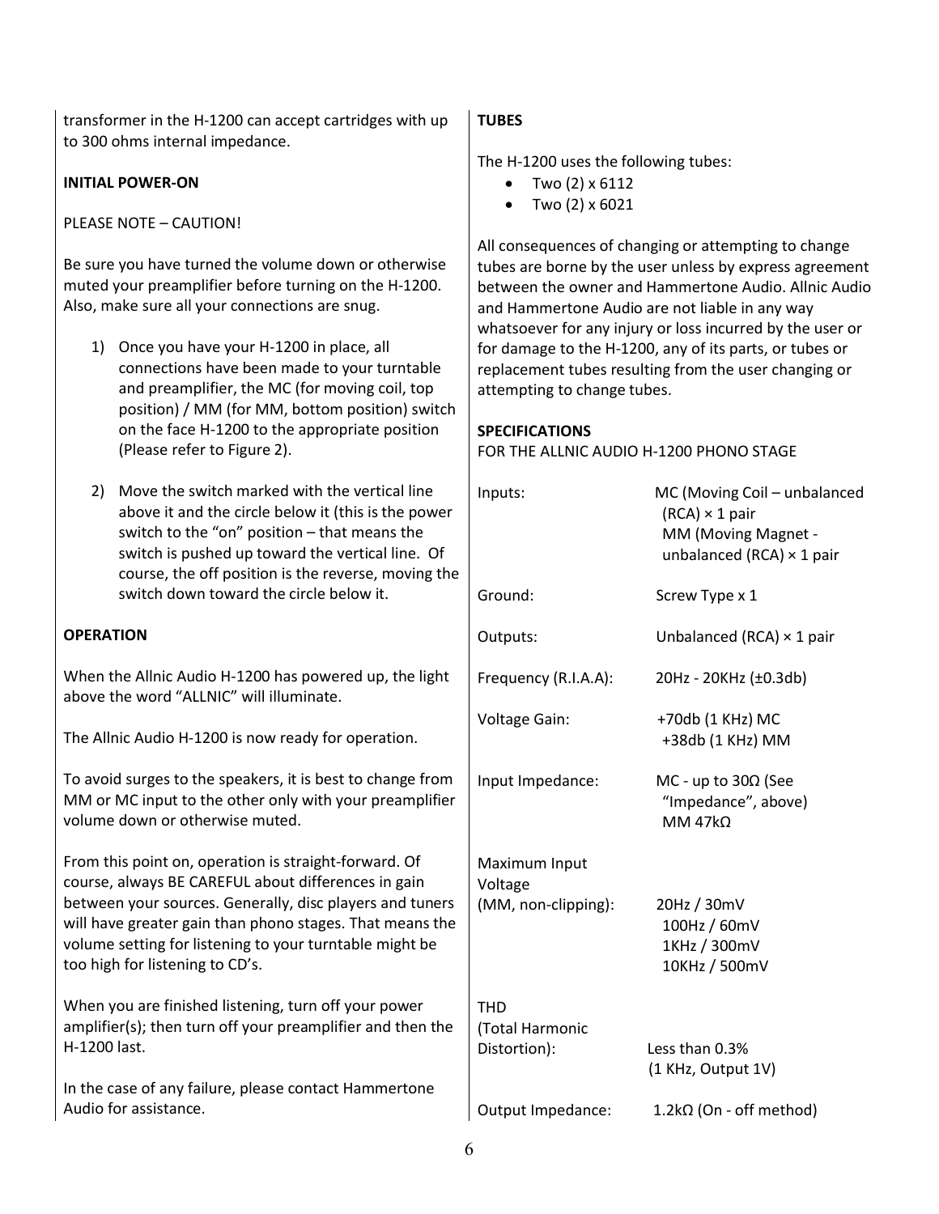transformer in the H-1200 can accept cartridges with up to 300 ohms internal impedance.

**INITIAL POWER-ON**

PLEASE NOTE – CAUTION!

Be sure you have turned the volume down or otherwise muted your preamplifier before turning on the H-1200. Also, make sure all your connections are snug.

1) Once you have your H-1200 in place, all connections have been made to your turntable and preamplifier, the MC (for moving coil, top position) / MM (for MM, bottom position) switch on the face H-1200 to the appropriate position (Please refer to Figure 2).

2) Move the switch marked with the vertical line above it and the circle below it (this is the power switch to the "on" position – that means the switch is pushed up toward the vertical line. Of course, the off position is the reverse, moving the switch down toward the circle below it.

**OPERATION**

When the Allnic Audio H-1200 has powered up, the light above the word "ALLNIC" will illuminate.

The Allnic Audio H-1200 is now ready for operation.

To avoid surges to the speakers, it is best to change from MM or MC input to the other only with your preamplifier volume down or otherwise muted.

From this point on, operation is straight-forward. Of course, always BE CAREFUL about differences in gain between your sources. Generally, disc players and tuners will have greater gain than phono stages. That means the volume setting for listening to your turntable might be too high for listening to CD's.

When you are finished listening, turn off your power amplifier(s); then turn off your preamplifier and then the H-1200 last.

In the case of any failure, please contact Hammertone Audio for assistance.

**TUBES**

The H-1200 uses the following tubes:

- Two (2) x 6112
- Two (2) x 6021

All consequences of changing or attempting to change tubes are borne by the user unless by express agreement between the owner and Hammertone Audio. Allnic Audio and Hammertone Audio are not liable in any way whatsoever for any injury or loss incurred by the user or for damage to the H-1200, any of its parts, or tubes or replacement tubes resulting from the user changing or attempting to change tubes.

**SPECIFICATIONS**
FOR THE ALLNIC AUDIO H-1200 PHONO STAGE

| | |
|---|---|
| Inputs: | MC (Moving Coil – unbalanced (RCA) × 1 pair<br>MM (Moving Magnet - unbalanced (RCA) × 1 pair |
| Ground: | Screw Type x 1 |
| Outputs: | Unbalanced (RCA) × 1 pair |
| Frequency (R.I.A.A): | 20Hz - 20KHz (±0.3db) |
| Voltage Gain: | +70db (1 KHz) MC<br>+38db (1 KHz) MM |
| Input Impedance: | MC - up to 30Ω (See "Impedance", above)<br>MM 47kΩ |
| Maximum Input Voltage (MM, non-clipping): | 20Hz / 30mV<br>100Hz / 60mV<br>1KHz / 300mV<br>10KHz / 500mV |
| THD (Total Harmonic Distortion): | Less than 0.3% (1 KHz, Output 1V) |
| Output Impedance: | 1.2kΩ (On - off method) |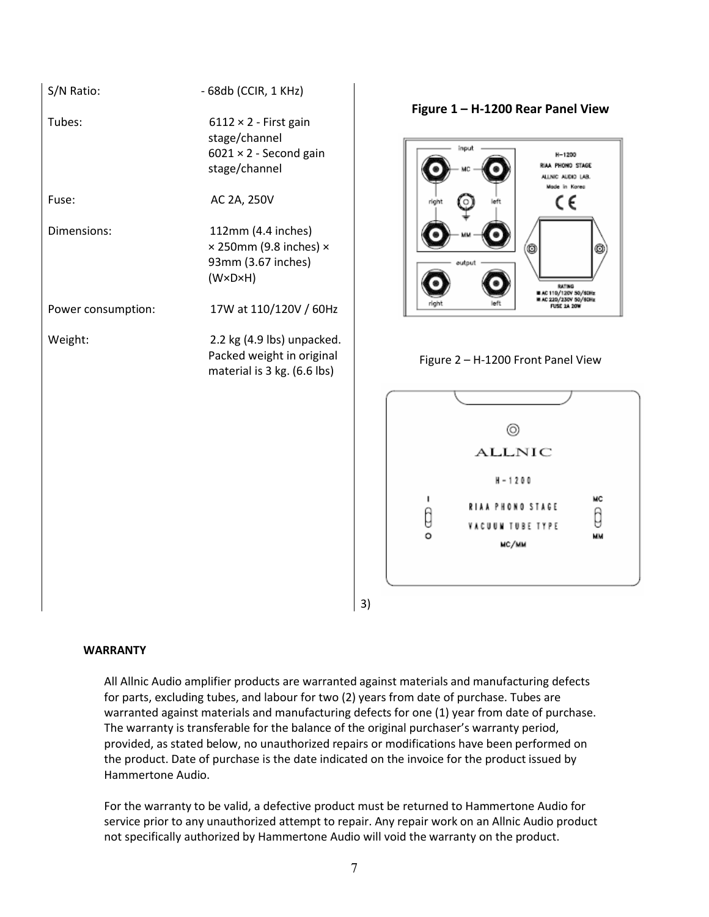| | |
|---|---|
| S/N Ratio: | - 68db (CCIR, 1 KHz) |
| Tubes: | 6112 × 2 - First gain stage/channel<br>6021 × 2 - Second gain stage/channel |
| Fuse: | AC 2A, 250V |
| Dimensions: | 112mm (4.4 inches) × 250mm (9.8 inches) × 93mm (3.67 inches) (W×D×H) |
| Power consumption: | 17W at 110/120V / 60Hz |
| Weight: | 2.2 kg (4.9 lbs) unpacked. Packed weight in original material is 3 kg. (6.6 lbs) |

**Figure 1 – H-1200 Rear Panel View**

Figure 2 – H-1200 Front Panel View

3)

**WARRANTY**

All Allnic Audio amplifier products are warranted against materials and manufacturing defects for parts, excluding tubes, and labour for two (2) years from date of purchase. Tubes are warranted against materials and manufacturing defects for one (1) year from date of purchase. The warranty is transferable for the balance of the original purchaser's warranty period, provided, as stated below, no unauthorized repairs or modifications have been performed on the product. Date of purchase is the date indicated on the invoice for the product issued by Hammertone Audio.

For the warranty to be valid, a defective product must be returned to Hammertone Audio for service prior to any unauthorized attempt to repair. Any repair work on an Allnic Audio product not specifically authorized by Hammertone Audio will void the warranty on the product.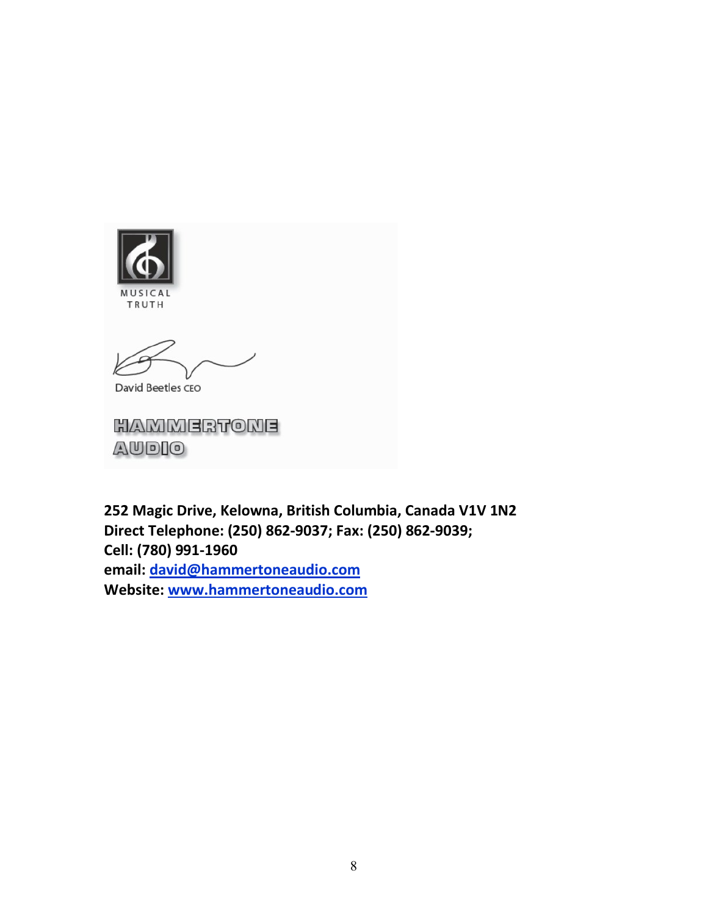MUSICAL
TRUTH

David Beetles CEO

HAMMERTONE
AUDIO

**252 Magic Drive, Kelowna, British Columbia, Canada V1V 1N2**
**Direct Telephone: (250) 862-9037; Fax: (250) 862-9039;**
**Cell: (780) 991-1960**
**email: david@hammertoneaudio.com**
**Website: www.hammertoneaudio.com**